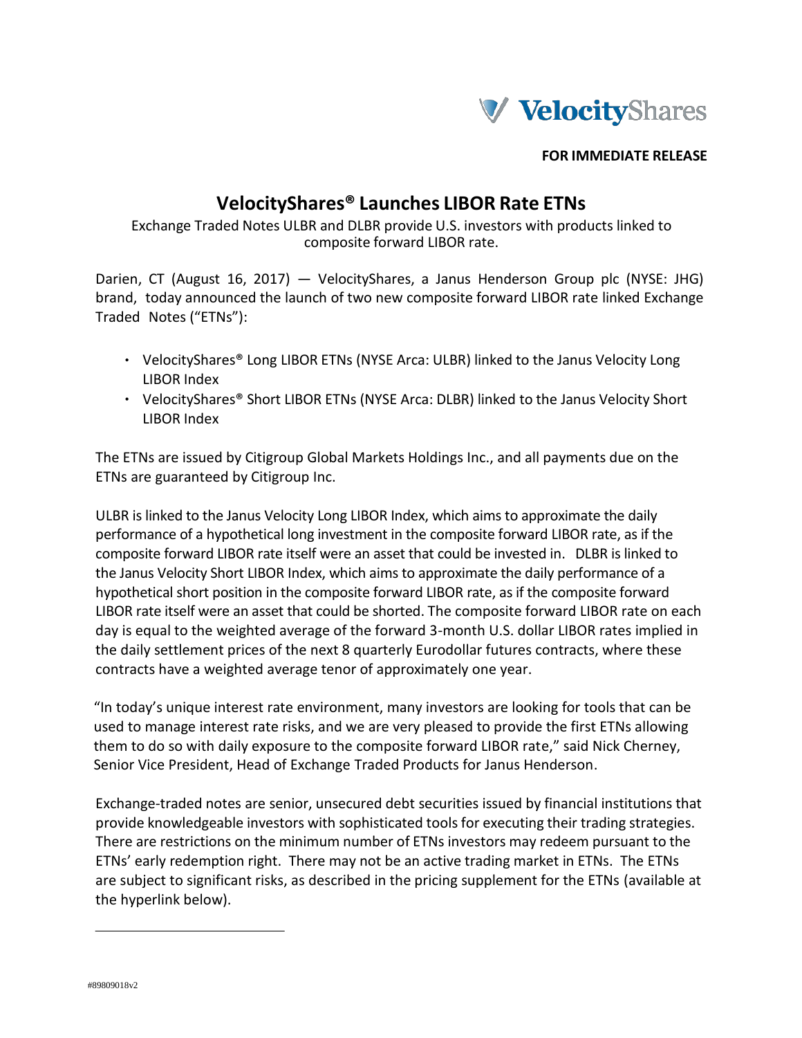VelocityShares

**FOR IMMEDIATE RELEASE**

# VelocityShares® Launches LIBOR Rate ETNs

Exchange Traded Notes ULBR and DLBR provide U.S. investors with products linked to composite forward LIBOR rate.

Darien, CT (August 16, 2017) — VelocityShares, a Janus Henderson Group plc (NYSE: JHG) brand, today announced the launch of two new composite forward LIBOR rate linked Exchange Traded Notes ("ETNs"):

- VelocityShares® Long LIBOR ETNs (NYSE Arca: ULBR) linked to the Janus Velocity Long LIBOR Index
- VelocityShares® Short LIBOR ETNs (NYSE Arca: DLBR) linked to the Janus Velocity Short LIBOR Index

The ETNs are issued by Citigroup Global Markets Holdings Inc., and all payments due on the ETNs are guaranteed by Citigroup Inc.

ULBR is linked to the Janus Velocity Long LIBOR Index, which aims to approximate the daily performance of a hypothetical long investment in the composite forward LIBOR rate, as if the composite forward LIBOR rate itself were an asset that could be invested in. DLBR is linked to the Janus Velocity Short LIBOR Index, which aims to approximate the daily performance of a hypothetical short position in the composite forward LIBOR rate, as if the composite forward LIBOR rate itself were an asset that could be shorted. The composite forward LIBOR rate on each day is equal to the weighted average of the forward 3-month U.S. dollar LIBOR rates implied in the daily settlement prices of the next 8 quarterly Eurodollar futures contracts, where these contracts have a weighted average tenor of approximately one year.

"In today's unique interest rate environment, many investors are looking for tools that can be used to manage interest rate risks, and we are very pleased to provide the first ETNs allowing them to do so with daily exposure to the composite forward LIBOR rate," said Nick Cherney, Senior Vice President, Head of Exchange Traded Products for Janus Henderson.

Exchange-traded notes are senior, unsecured debt securities issued by financial institutions that provide knowledgeable investors with sophisticated tools for executing their trading strategies. There are restrictions on the minimum number of ETNs investors may redeem pursuant to the ETNs' early redemption right. There may not be an active trading market in ETNs. The ETNs are subject to significant risks, as described in the pricing supplement for the ETNs (available at the hyperlink below).

#89809018v2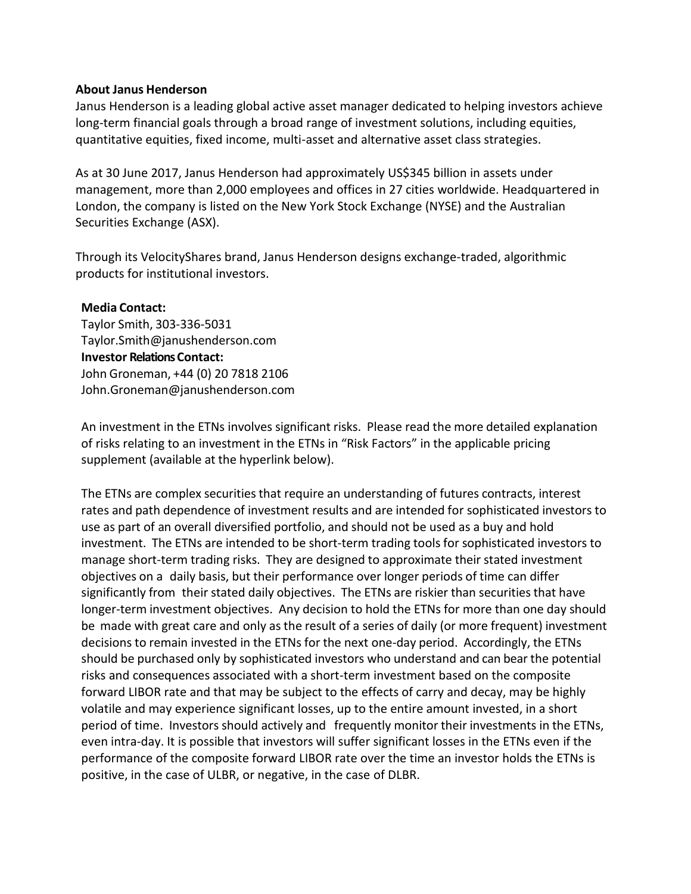**About Janus Henderson**

Janus Henderson is a leading global active asset manager dedicated to helping investors achieve long-term financial goals through a broad range of investment solutions, including equities, quantitative equities, fixed income, multi-asset and alternative asset class strategies.

As at 30 June 2017, Janus Henderson had approximately US$345 billion in assets under management, more than 2,000 employees and offices in 27 cities worldwide. Headquartered in London, the company is listed on the New York Stock Exchange (NYSE) and the Australian Securities Exchange (ASX).

Through its VelocityShares brand, Janus Henderson designs exchange-traded, algorithmic products for institutional investors.

**Media Contact:**
Taylor Smith, 303-336-5031
Taylor.Smith@janushenderson.com
**Investor Relations Contact:**
John Groneman, +44 (0) 20 7818 2106
John.Groneman@janushenderson.com

An investment in the ETNs involves significant risks. Please read the more detailed explanation of risks relating to an investment in the ETNs in "Risk Factors" in the applicable pricing supplement (available at the hyperlink below).

The ETNs are complex securities that require an understanding of futures contracts, interest rates and path dependence of investment results and are intended for sophisticated investors to use as part of an overall diversified portfolio, and should not be used as a buy and hold investment. The ETNs are intended to be short-term trading tools for sophisticated investors to manage short-term trading risks. They are designed to approximate their stated investment objectives on a daily basis, but their performance over longer periods of time can differ significantly from their stated daily objectives. The ETNs are riskier than securities that have longer-term investment objectives. Any decision to hold the ETNs for more than one day should be made with great care and only as the result of a series of daily (or more frequent) investment decisions to remain invested in the ETNs for the next one-day period. Accordingly, the ETNs should be purchased only by sophisticated investors who understand and can bear the potential risks and consequences associated with a short-term investment based on the composite forward LIBOR rate and that may be subject to the effects of carry and decay, may be highly volatile and may experience significant losses, up to the entire amount invested, in a short period of time. Investors should actively and frequently monitor their investments in the ETNs, even intra-day. It is possible that investors will suffer significant losses in the ETNs even if the performance of the composite forward LIBOR rate over the time an investor holds the ETNs is positive, in the case of ULBR, or negative, in the case of DLBR.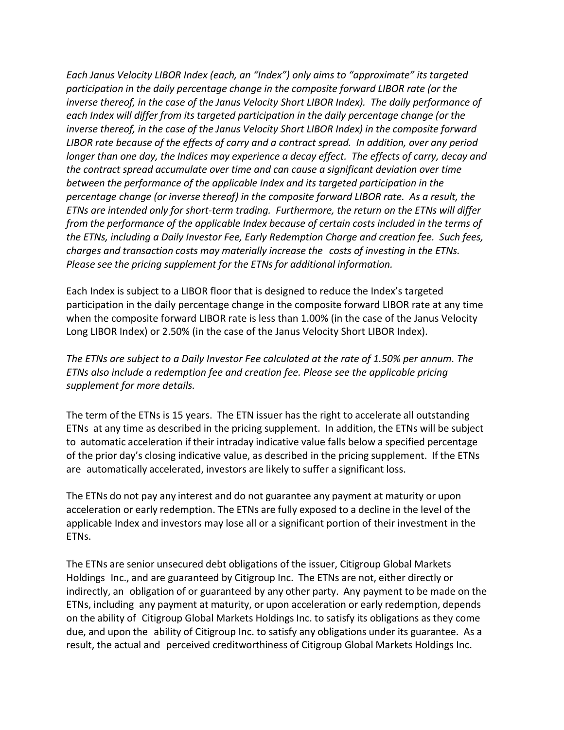*Each Janus Velocity LIBOR Index (each, an "Index") only aims to "approximate" its targeted participation in the daily percentage change in the composite forward LIBOR rate (or the inverse thereof, in the case of the Janus Velocity Short LIBOR Index). The daily performance of each Index will differ from its targeted participation in the daily percentage change (or the inverse thereof, in the case of the Janus Velocity Short LIBOR Index) in the composite forward LIBOR rate because of the effects of carry and a contract spread. In addition, over any period longer than one day, the Indices may experience a decay effect. The effects of carry, decay and the contract spread accumulate over time and can cause a significant deviation over time between the performance of the applicable Index and its targeted participation in the percentage change (or inverse thereof) in the composite forward LIBOR rate. As a result, the ETNs are intended only for short-term trading. Furthermore, the return on the ETNs will differ from the performance of the applicable Index because of certain costs included in the terms of the ETNs, including a Daily Investor Fee, Early Redemption Charge and creation fee. Such fees, charges and transaction costs may materially increase the costs of investing in the ETNs. Please see the pricing supplement for the ETNs for additional information.*

Each Index is subject to a LIBOR floor that is designed to reduce the Index's targeted participation in the daily percentage change in the composite forward LIBOR rate at any time when the composite forward LIBOR rate is less than 1.00% (in the case of the Janus Velocity Long LIBOR Index) or 2.50% (in the case of the Janus Velocity Short LIBOR Index).

*The ETNs are subject to a Daily Investor Fee calculated at the rate of 1.50% per annum. The ETNs also include a redemption fee and creation fee. Please see the applicable pricing supplement for more details.*

The term of the ETNs is 15 years. The ETN issuer has the right to accelerate all outstanding ETNs at any time as described in the pricing supplement. In addition, the ETNs will be subject to automatic acceleration if their intraday indicative value falls below a specified percentage of the prior day's closing indicative value, as described in the pricing supplement. If the ETNs are automatically accelerated, investors are likely to suffer a significant loss.

The ETNs do not pay any interest and do not guarantee any payment at maturity or upon acceleration or early redemption. The ETNs are fully exposed to a decline in the level of the applicable Index and investors may lose all or a significant portion of their investment in the ETNs.

The ETNs are senior unsecured debt obligations of the issuer, Citigroup Global Markets Holdings Inc., and are guaranteed by Citigroup Inc. The ETNs are not, either directly or indirectly, an obligation of or guaranteed by any other party. Any payment to be made on the ETNs, including any payment at maturity, or upon acceleration or early redemption, depends on the ability of Citigroup Global Markets Holdings Inc. to satisfy its obligations as they come due, and upon the ability of Citigroup Inc. to satisfy any obligations under its guarantee. As a result, the actual and perceived creditworthiness of Citigroup Global Markets Holdings Inc.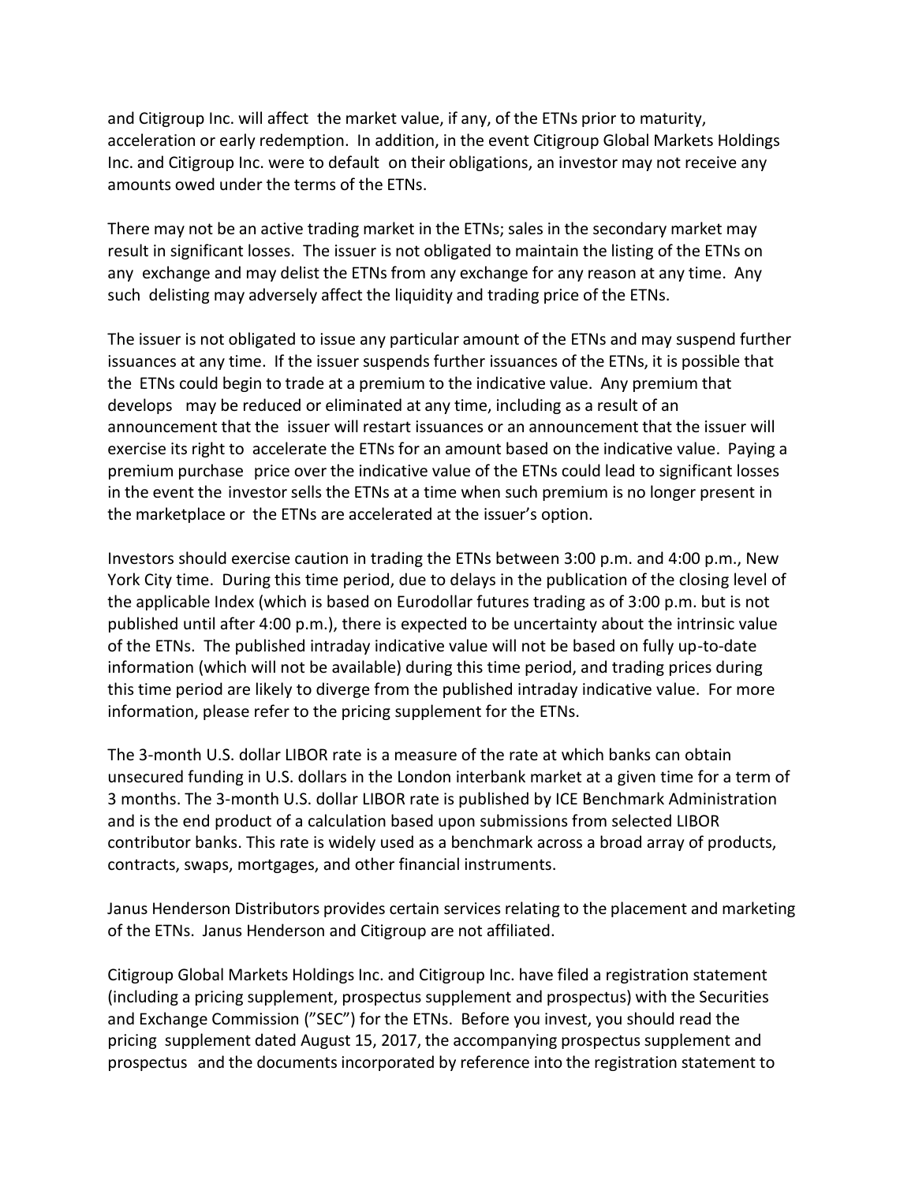and Citigroup Inc. will affect the market value, if any, of the ETNs prior to maturity, acceleration or early redemption. In addition, in the event Citigroup Global Markets Holdings Inc. and Citigroup Inc. were to default on their obligations, an investor may not receive any amounts owed under the terms of the ETNs.

There may not be an active trading market in the ETNs; sales in the secondary market may result in significant losses. The issuer is not obligated to maintain the listing of the ETNs on any exchange and may delist the ETNs from any exchange for any reason at any time. Any such delisting may adversely affect the liquidity and trading price of the ETNs.

The issuer is not obligated to issue any particular amount of the ETNs and may suspend further issuances at any time. If the issuer suspends further issuances of the ETNs, it is possible that the ETNs could begin to trade at a premium to the indicative value. Any premium that develops may be reduced or eliminated at any time, including as a result of an announcement that the issuer will restart issuances or an announcement that the issuer will exercise its right to accelerate the ETNs for an amount based on the indicative value. Paying a premium purchase price over the indicative value of the ETNs could lead to significant losses in the event the investor sells the ETNs at a time when such premium is no longer present in the marketplace or the ETNs are accelerated at the issuer's option.

Investors should exercise caution in trading the ETNs between 3:00 p.m. and 4:00 p.m., New York City time. During this time period, due to delays in the publication of the closing level of the applicable Index (which is based on Eurodollar futures trading as of 3:00 p.m. but is not published until after 4:00 p.m.), there is expected to be uncertainty about the intrinsic value of the ETNs. The published intraday indicative value will not be based on fully up-to-date information (which will not be available) during this time period, and trading prices during this time period are likely to diverge from the published intraday indicative value. For more information, please refer to the pricing supplement for the ETNs.

The 3-month U.S. dollar LIBOR rate is a measure of the rate at which banks can obtain unsecured funding in U.S. dollars in the London interbank market at a given time for a term of 3 months. The 3-month U.S. dollar LIBOR rate is published by ICE Benchmark Administration and is the end product of a calculation based upon submissions from selected LIBOR contributor banks. This rate is widely used as a benchmark across a broad array of products, contracts, swaps, mortgages, and other financial instruments.

Janus Henderson Distributors provides certain services relating to the placement and marketing of the ETNs. Janus Henderson and Citigroup are not affiliated.

Citigroup Global Markets Holdings Inc. and Citigroup Inc. have filed a registration statement (including a pricing supplement, prospectus supplement and prospectus) with the Securities and Exchange Commission ("SEC") for the ETNs. Before you invest, you should read the pricing supplement dated August 15, 2017, the accompanying prospectus supplement and prospectus and the documents incorporated by reference into the registration statement to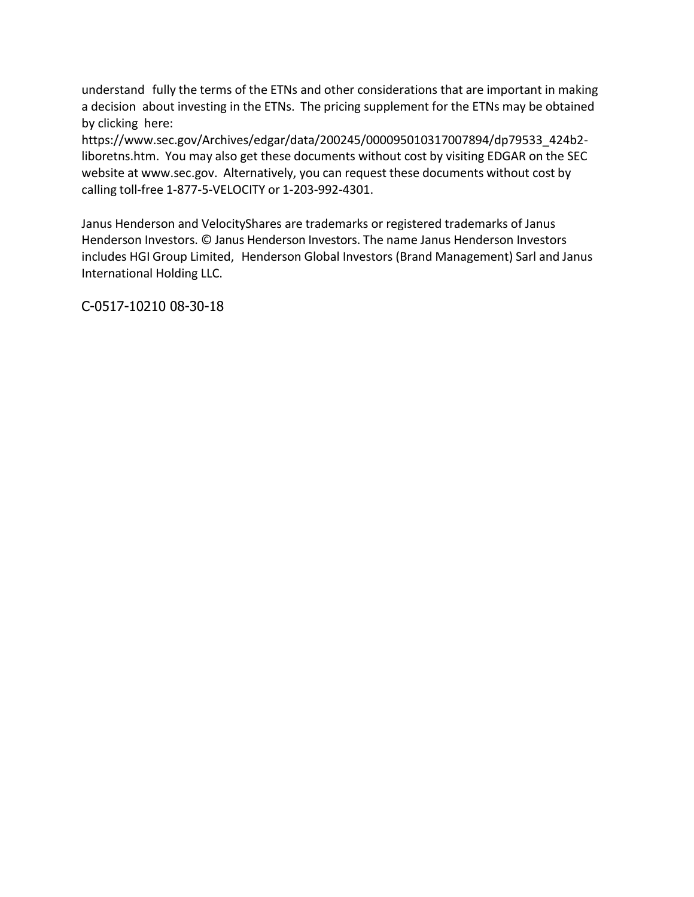understand fully the terms of the ETNs and other considerations that are important in making a decision about investing in the ETNs. The pricing supplement for the ETNs may be obtained by clicking here: https://www.sec.gov/Archives/edgar/data/200245/000095010317007894/dp79533_424b2-liboretns.htm. You may also get these documents without cost by visiting EDGAR on the SEC website at www.sec.gov. Alternatively, you can request these documents without cost by calling toll-free 1-877-5-VELOCITY or 1-203-992-4301.

Janus Henderson and VelocityShares are trademarks or registered trademarks of Janus Henderson Investors. © Janus Henderson Investors. The name Janus Henderson Investors includes HGI Group Limited, Henderson Global Investors (Brand Management) Sarl and Janus International Holding LLC.

C-0517-10210 08-30-18